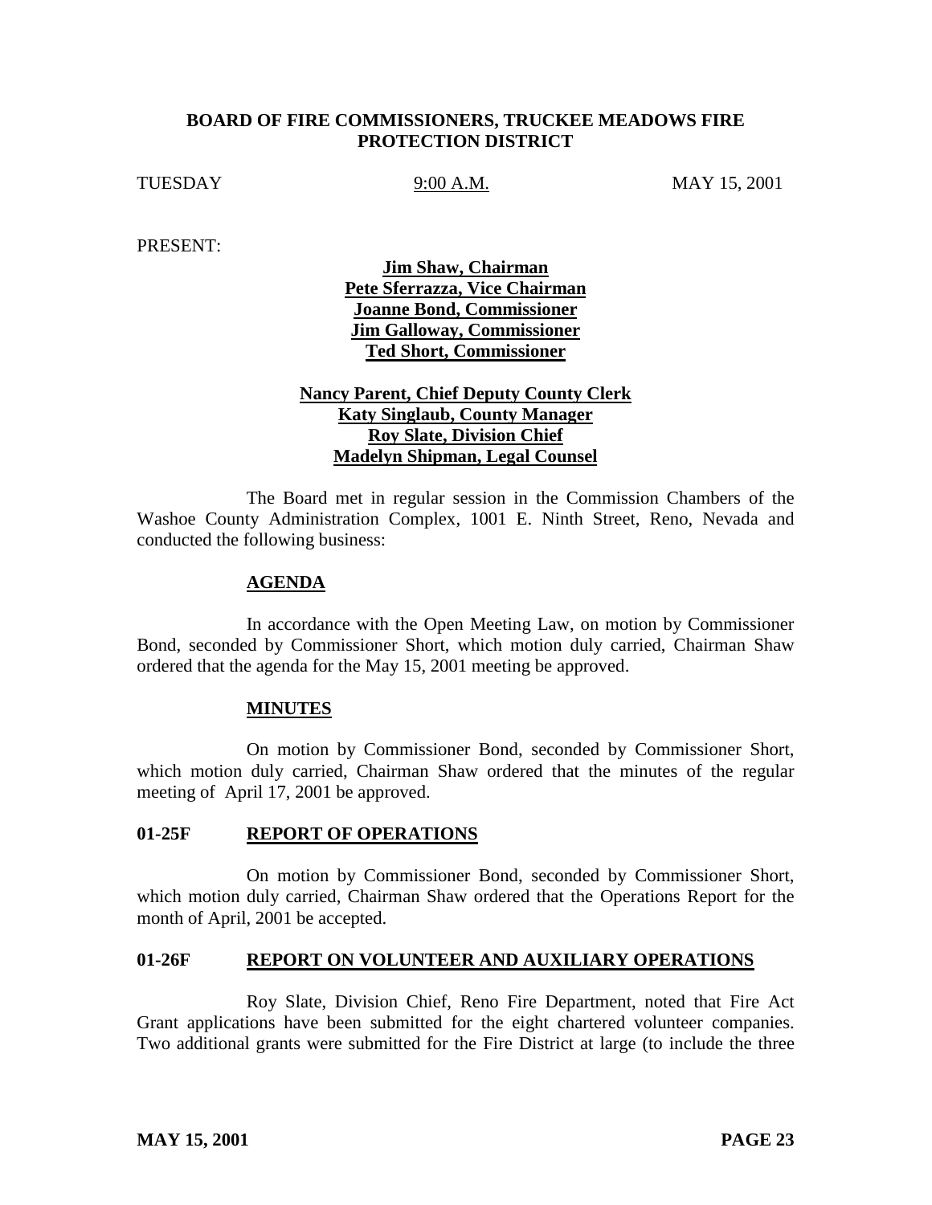# BOARD OF FIRE COMMISSIONERS, TRUCKEE MEADOWS FIRE PROTECTION DISTRICT

TUESDAY 9:00 A.M. MAY 15, 2001

PRESENT:

**Jim Shaw, Chairman**
**Pete Sferrazza, Vice Chairman**
**Joanne Bond, Commissioner**
**Jim Galloway, Commissioner**
**Ted Short, Commissioner**

**Nancy Parent, Chief Deputy County Clerk**
**Katy Singlaub, County Manager**
**Roy Slate, Division Chief**
**Madelyn Shipman, Legal Counsel**

The Board met in regular session in the Commission Chambers of the Washoe County Administration Complex, 1001 E. Ninth Street, Reno, Nevada and conducted the following business:

## AGENDA

In accordance with the Open Meeting Law, on motion by Commissioner Bond, seconded by Commissioner Short, which motion duly carried, Chairman Shaw ordered that the agenda for the May 15, 2001 meeting be approved.

## MINUTES

On motion by Commissioner Bond, seconded by Commissioner Short, which motion duly carried, Chairman Shaw ordered that the minutes of the regular meeting of April 17, 2001 be approved.

## 01-25F REPORT OF OPERATIONS

On motion by Commissioner Bond, seconded by Commissioner Short, which motion duly carried, Chairman Shaw ordered that the Operations Report for the month of April, 2001 be accepted.

## 01-26F REPORT ON VOLUNTEER AND AUXILIARY OPERATIONS

Roy Slate, Division Chief, Reno Fire Department, noted that Fire Act Grant applications have been submitted for the eight chartered volunteer companies. Two additional grants were submitted for the Fire District at large (to include the three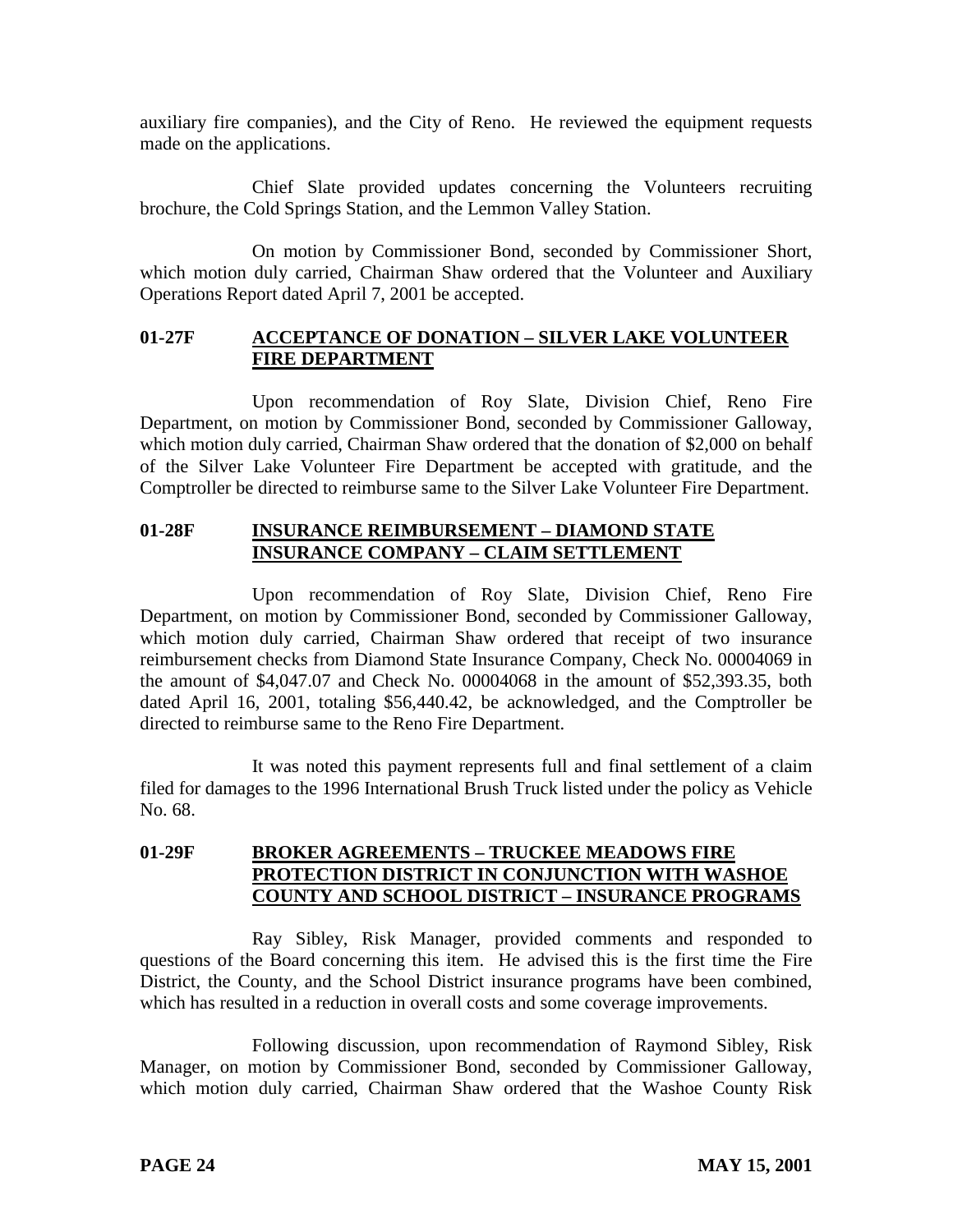auxiliary fire companies), and the City of Reno. He reviewed the equipment requests made on the applications.

Chief Slate provided updates concerning the Volunteers recruiting brochure, the Cold Springs Station, and the Lemmon Valley Station.

On motion by Commissioner Bond, seconded by Commissioner Short, which motion duly carried, Chairman Shaw ordered that the Volunteer and Auxiliary Operations Report dated April 7, 2001 be accepted.

## 01-27F ACCEPTANCE OF DONATION – SILVER LAKE VOLUNTEER FIRE DEPARTMENT

Upon recommendation of Roy Slate, Division Chief, Reno Fire Department, on motion by Commissioner Bond, seconded by Commissioner Galloway, which motion duly carried, Chairman Shaw ordered that the donation of $2,000 on behalf of the Silver Lake Volunteer Fire Department be accepted with gratitude, and the Comptroller be directed to reimburse same to the Silver Lake Volunteer Fire Department.

## 01-28F INSURANCE REIMBURSEMENT – DIAMOND STATE INSURANCE COMPANY – CLAIM SETTLEMENT

Upon recommendation of Roy Slate, Division Chief, Reno Fire Department, on motion by Commissioner Bond, seconded by Commissioner Galloway, which motion duly carried, Chairman Shaw ordered that receipt of two insurance reimbursement checks from Diamond State Insurance Company, Check No. 00004069 in the amount of $4,047.07 and Check No. 00004068 in the amount of $52,393.35, both dated April 16, 2001, totaling $56,440.42, be acknowledged, and the Comptroller be directed to reimburse same to the Reno Fire Department.

It was noted this payment represents full and final settlement of a claim filed for damages to the 1996 International Brush Truck listed under the policy as Vehicle No. 68.

## 01-29F BROKER AGREEMENTS – TRUCKEE MEADOWS FIRE PROTECTION DISTRICT IN CONJUNCTION WITH WASHOE COUNTY AND SCHOOL DISTRICT – INSURANCE PROGRAMS

Ray Sibley, Risk Manager, provided comments and responded to questions of the Board concerning this item. He advised this is the first time the Fire District, the County, and the School District insurance programs have been combined, which has resulted in a reduction in overall costs and some coverage improvements.

Following discussion, upon recommendation of Raymond Sibley, Risk Manager, on motion by Commissioner Bond, seconded by Commissioner Galloway, which motion duly carried, Chairman Shaw ordered that the Washoe County Risk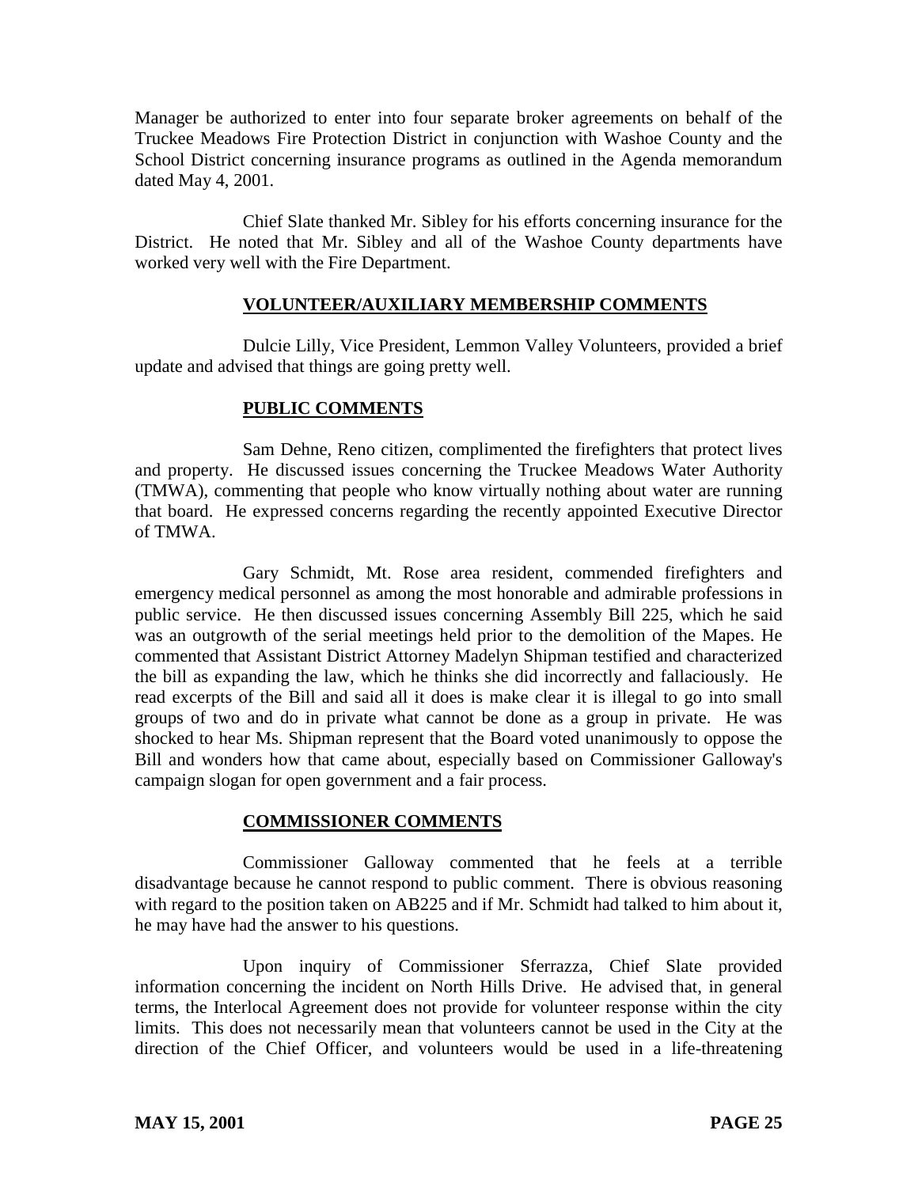Manager be authorized to enter into four separate broker agreements on behalf of the Truckee Meadows Fire Protection District in conjunction with Washoe County and the School District concerning insurance programs as outlined in the Agenda memorandum dated May 4, 2001.

Chief Slate thanked Mr. Sibley for his efforts concerning insurance for the District. He noted that Mr. Sibley and all of the Washoe County departments have worked very well with the Fire Department.

## VOLUNTEER/AUXILIARY MEMBERSHIP COMMENTS

Dulcie Lilly, Vice President, Lemmon Valley Volunteers, provided a brief update and advised that things are going pretty well.

## PUBLIC COMMENTS

Sam Dehne, Reno citizen, complimented the firefighters that protect lives and property. He discussed issues concerning the Truckee Meadows Water Authority (TMWA), commenting that people who know virtually nothing about water are running that board. He expressed concerns regarding the recently appointed Executive Director of TMWA.

Gary Schmidt, Mt. Rose area resident, commended firefighters and emergency medical personnel as among the most honorable and admirable professions in public service. He then discussed issues concerning Assembly Bill 225, which he said was an outgrowth of the serial meetings held prior to the demolition of the Mapes. He commented that Assistant District Attorney Madelyn Shipman testified and characterized the bill as expanding the law, which he thinks she did incorrectly and fallaciously. He read excerpts of the Bill and said all it does is make clear it is illegal to go into small groups of two and do in private what cannot be done as a group in private. He was shocked to hear Ms. Shipman represent that the Board voted unanimously to oppose the Bill and wonders how that came about, especially based on Commissioner Galloway's campaign slogan for open government and a fair process.

## COMMISSIONER COMMENTS

Commissioner Galloway commented that he feels at a terrible disadvantage because he cannot respond to public comment. There is obvious reasoning with regard to the position taken on AB225 and if Mr. Schmidt had talked to him about it, he may have had the answer to his questions.

Upon inquiry of Commissioner Sferrazza, Chief Slate provided information concerning the incident on North Hills Drive. He advised that, in general terms, the Interlocal Agreement does not provide for volunteer response within the city limits. This does not necessarily mean that volunteers cannot be used in the City at the direction of the Chief Officer, and volunteers would be used in a life-threatening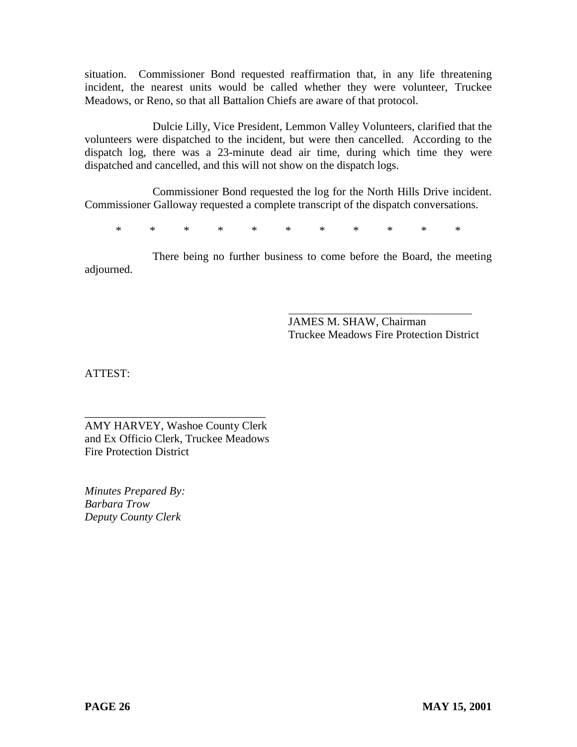situation. Commissioner Bond requested reaffirmation that, in any life threatening incident, the nearest units would be called whether they were volunteer, Truckee Meadows, or Reno, so that all Battalion Chiefs are aware of that protocol.

Dulcie Lilly, Vice President, Lemmon Valley Volunteers, clarified that the volunteers were dispatched to the incident, but were then cancelled. According to the dispatch log, there was a 23-minute dead air time, during which time they were dispatched and cancelled, and this will not show on the dispatch logs.

Commissioner Bond requested the log for the North Hills Drive incident. Commissioner Galloway requested a complete transcript of the dispatch conversations.

\* \* \* \* \* \* \* \* \* \* \*

There being no further business to come before the Board, the meeting adjourned.

\_\_\_\_\_\_\_\_\_\_\_\_\_\_\_\_\_\_\_\_\_\_\_\_\_\_\_\_\_\_\_\_
JAMES M. SHAW, Chairman
Truckee Meadows Fire Protection District

ATTEST:

\_\_\_\_\_\_\_\_\_\_\_\_\_\_\_\_\_\_\_\_\_\_\_\_\_\_\_\_\_\_\_\_
AMY HARVEY, Washoe County Clerk
and Ex Officio Clerk, Truckee Meadows
Fire Protection District

*Minutes Prepared By:*
*Barbara Trow*
*Deputy County Clerk*